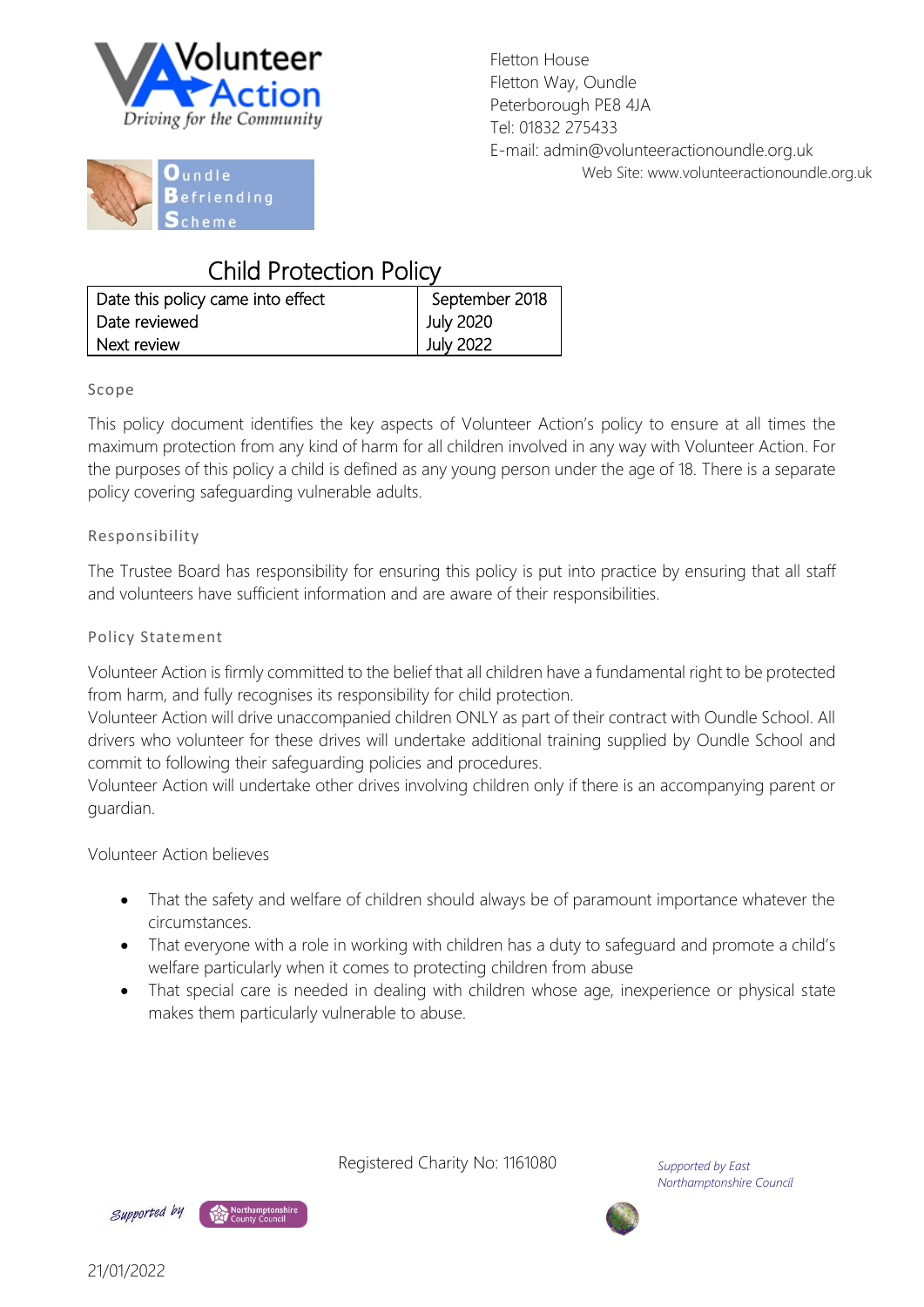Volunteer Action
Driving for the Community

Oundle Befriending Scheme

Fletton House
Fletton Way, Oundle
Peterborough PE8 4JA
Tel: 01832 275433
E-mail: admin@volunteeractionoundle.org.uk
Web Site: www.volunteeractionoundle.org.uk

# Child Protection Policy

| Date this policy came into effect | September 2018 |
|---|---|
| Date reviewed | July 2020 |
| Next review | July 2022 |

## Scope

This policy document identifies the key aspects of Volunteer Action's policy to ensure at all times the maximum protection from any kind of harm for all children involved in any way with Volunteer Action. For the purposes of this policy a child is defined as any young person under the age of 18. There is a separate policy covering safeguarding vulnerable adults.

## Responsibility

The Trustee Board has responsibility for ensuring this policy is put into practice by ensuring that all staff and volunteers have sufficient information and are aware of their responsibilities.

## Policy Statement

Volunteer Action is firmly committed to the belief that all children have a fundamental right to be protected from harm, and fully recognises its responsibility for child protection.
Volunteer Action will drive unaccompanied children ONLY as part of their contract with Oundle School. All drivers who volunteer for these drives will undertake additional training supplied by Oundle School and commit to following their safeguarding policies and procedures.
Volunteer Action will undertake other drives involving children only if there is an accompanying parent or guardian.

Volunteer Action believes

- That the safety and welfare of children should always be of paramount importance whatever the circumstances.
- That everyone with a role in working with children has a duty to safeguard and promote a child's welfare particularly when it comes to protecting children from abuse
- That special care is needed in dealing with children whose age, inexperience or physical state makes them particularly vulnerable to abuse.

Registered Charity No: 1161080

*Supported by East Northamptonshire Council*

Supported by Northamptonshire County Council

21/01/2022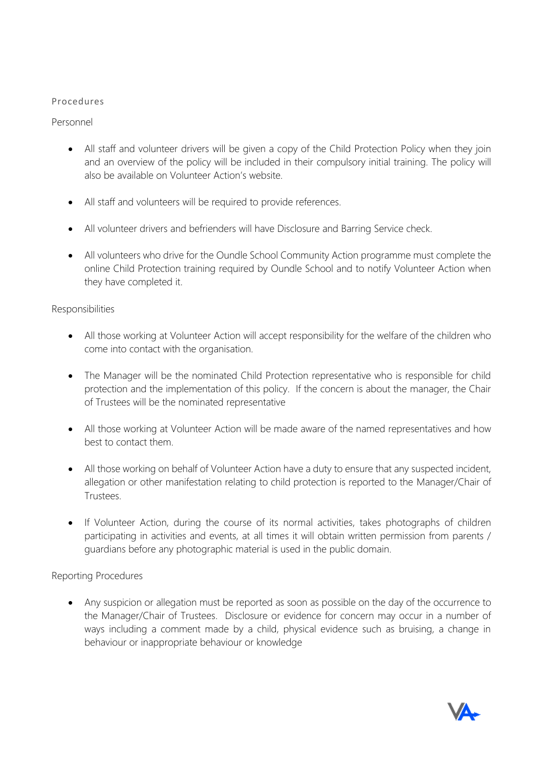## Procedures

### Personnel

- All staff and volunteer drivers will be given a copy of the Child Protection Policy when they join and an overview of the policy will be included in their compulsory initial training. The policy will also be available on Volunteer Action's website.
- All staff and volunteers will be required to provide references.
- All volunteer drivers and befrienders will have Disclosure and Barring Service check.
- All volunteers who drive for the Oundle School Community Action programme must complete the online Child Protection training required by Oundle School and to notify Volunteer Action when they have completed it.

### Responsibilities

- All those working at Volunteer Action will accept responsibility for the welfare of the children who come into contact with the organisation.
- The Manager will be the nominated Child Protection representative who is responsible for child protection and the implementation of this policy. If the concern is about the manager, the Chair of Trustees will be the nominated representative
- All those working at Volunteer Action will be made aware of the named representatives and how best to contact them.
- All those working on behalf of Volunteer Action have a duty to ensure that any suspected incident, allegation or other manifestation relating to child protection is reported to the Manager/Chair of Trustees.
- If Volunteer Action, during the course of its normal activities, takes photographs of children participating in activities and events, at all times it will obtain written permission from parents / guardians before any photographic material is used in the public domain.

### Reporting Procedures

- Any suspicion or allegation must be reported as soon as possible on the day of the occurrence to the Manager/Chair of Trustees. Disclosure or evidence for concern may occur in a number of ways including a comment made by a child, physical evidence such as bruising, a change in behaviour or inappropriate behaviour or knowledge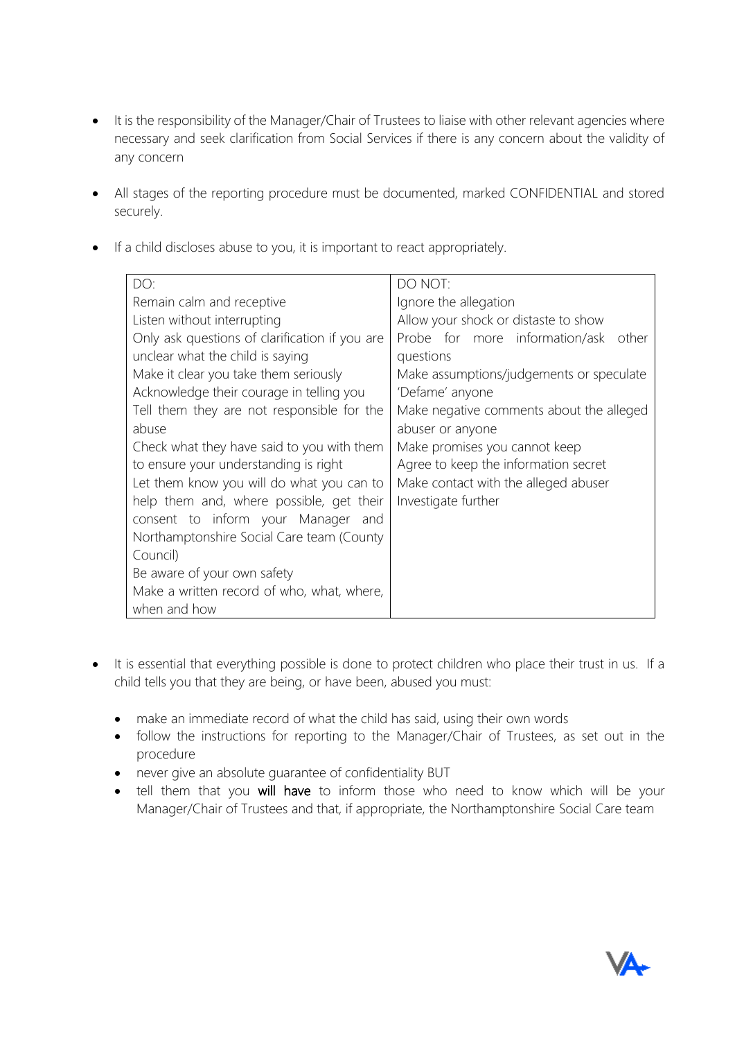- It is the responsibility of the Manager/Chair of Trustees to liaise with other relevant agencies where necessary and seek clarification from Social Services if there is any concern about the validity of any concern

- All stages of the reporting procedure must be documented, marked CONFIDENTIAL and stored securely.

- If a child discloses abuse to you, it is important to react appropriately.

| DO: | DO NOT: |
|---|---|
| Remain calm and receptive | Ignore the allegation |
| Listen without interrupting | Allow your shock or distaste to show |
| Only ask questions of clarification if you are unclear what the child is saying | Probe for more information/ask other questions |
| Make it clear you take them seriously | Make assumptions/judgements or speculate |
| Acknowledge their courage in telling you | 'Defame' anyone |
| Tell them they are not responsible for the abuse | Make negative comments about the alleged abuser or anyone |
| Check what they have said to you with them to ensure your understanding is right | Make promises you cannot keep |
| Let them know you will do what you can to help them and, where possible, get their consent to inform your Manager and Northamptonshire Social Care team (County Council) | Agree to keep the information secret |
| Be aware of your own safety | Make contact with the alleged abuser |
| Make a written record of who, what, where, when and how | Investigate further |

- It is essential that everything possible is done to protect children who place their trust in us. If a child tells you that they are being, or have been, abused you must:

  - make an immediate record of what the child has said, using their own words
  - follow the instructions for reporting to the Manager/Chair of Trustees, as set out in the procedure
  - never give an absolute guarantee of confidentiality BUT
  - tell them that you **will have** to inform those who need to know which will be your Manager/Chair of Trustees and that, if appropriate, the Northamptonshire Social Care team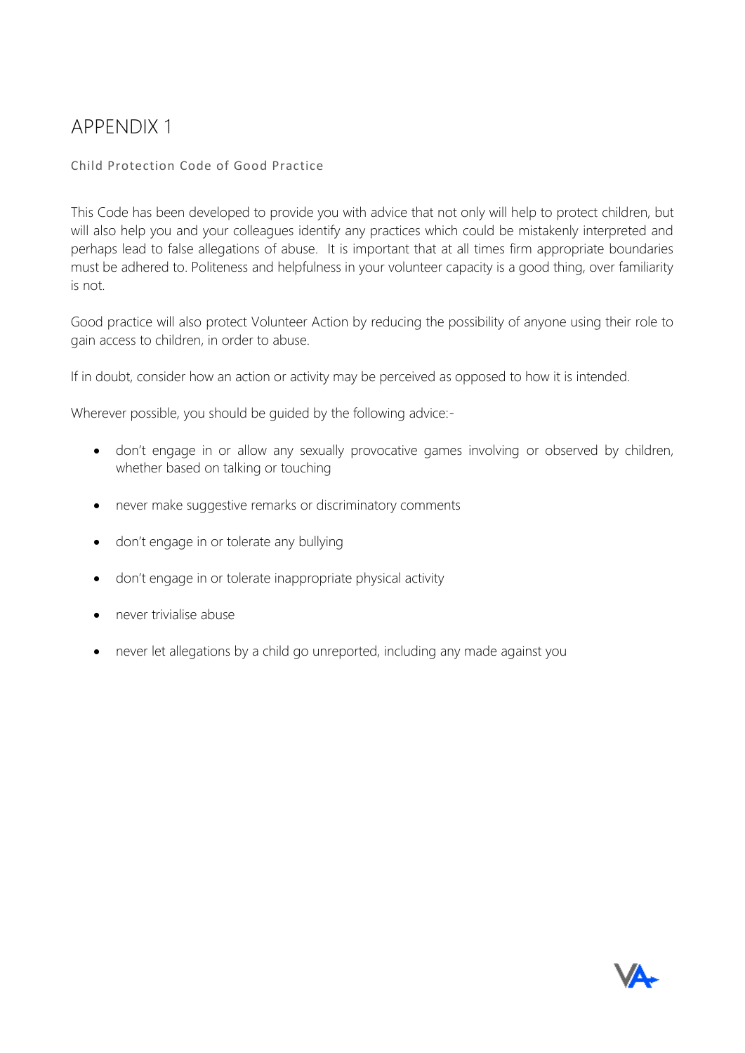# APPENDIX 1

## Child Protection Code of Good Practice

This Code has been developed to provide you with advice that not only will help to protect children, but will also help you and your colleagues identify any practices which could be mistakenly interpreted and perhaps lead to false allegations of abuse. It is important that at all times firm appropriate boundaries must be adhered to. Politeness and helpfulness in your volunteer capacity is a good thing, over familiarity is not.

Good practice will also protect Volunteer Action by reducing the possibility of anyone using their role to gain access to children, in order to abuse.

If in doubt, consider how an action or activity may be perceived as opposed to how it is intended.

Wherever possible, you should be guided by the following advice:-

- don't engage in or allow any sexually provocative games involving or observed by children, whether based on talking or touching
- never make suggestive remarks or discriminatory comments
- don't engage in or tolerate any bullying
- don't engage in or tolerate inappropriate physical activity
- never trivialise abuse
- never let allegations by a child go unreported, including any made against you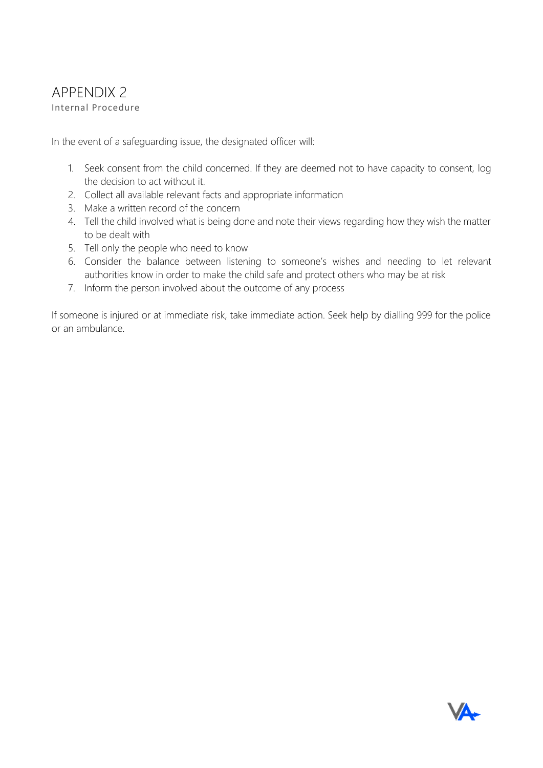# APPENDIX 2

## Internal Procedure

In the event of a safeguarding issue, the designated officer will:

1. Seek consent from the child concerned. If they are deemed not to have capacity to consent, log the decision to act without it.
2. Collect all available relevant facts and appropriate information
3. Make a written record of the concern
4. Tell the child involved what is being done and note their views regarding how they wish the matter to be dealt with
5. Tell only the people who need to know
6. Consider the balance between listening to someone's wishes and needing to let relevant authorities know in order to make the child safe and protect others who may be at risk
7. Inform the person involved about the outcome of any process

If someone is injured or at immediate risk, take immediate action. Seek help by dialling 999 for the police or an ambulance.